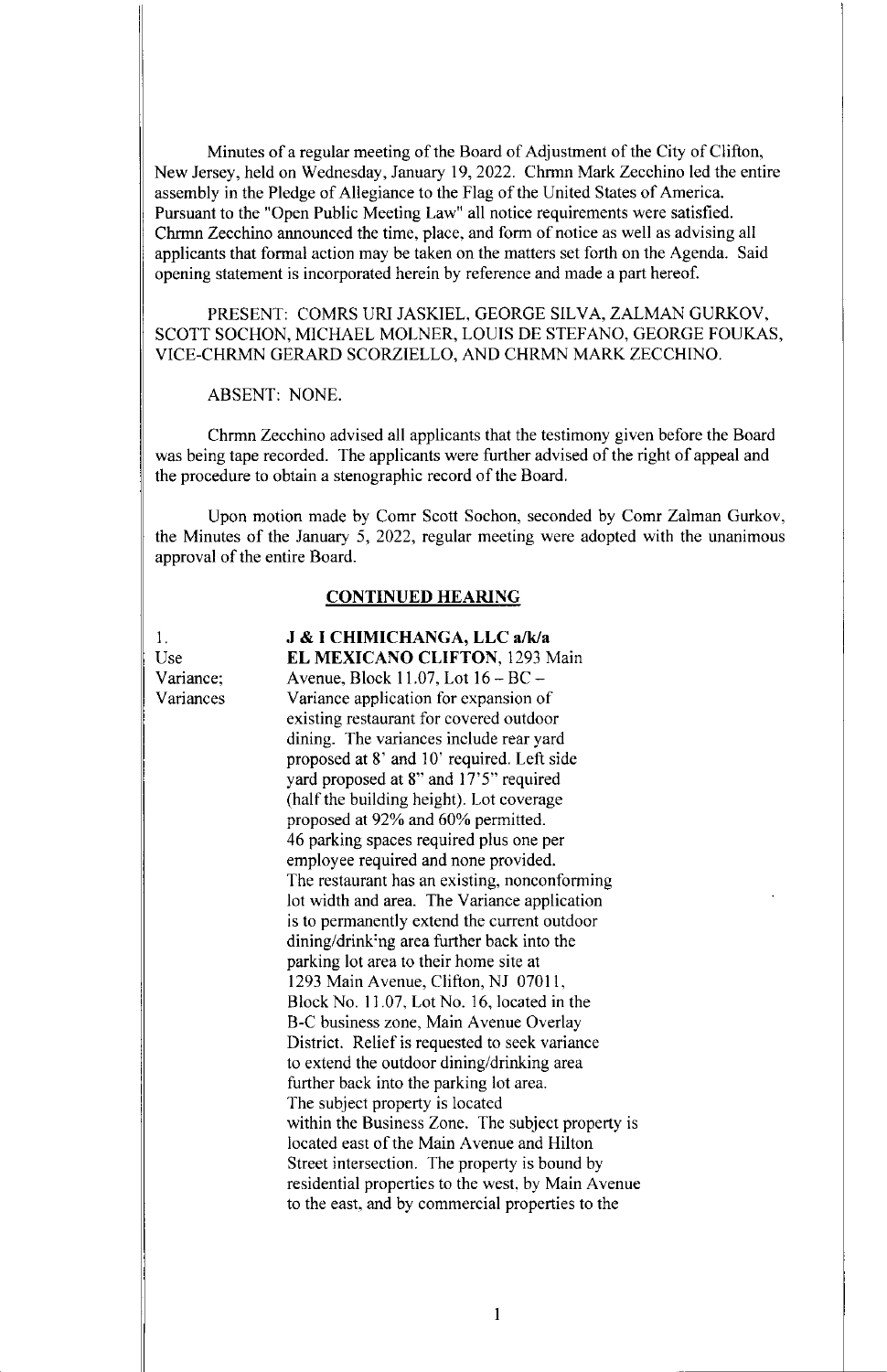Minutes of a regular meeting of the Board of Adjustment of the City of Clifton, New Jersey, held on Wednesday, January 19, 2022. Chrmn Mark Zecchino led the entire assembly in the Pledge of Allegiance to the Flag of the United States of America. Pursuant to the "Open Public Meeting Law" all notice requirements were satisfied. Chrmn Zecchino announced the time, place, and form of notice as well as advising all applicants that formal action may be taken on the matters set forth on the Agenda. Said opening statement is incorporated herein by reference and made a part hereof.

PRESENT: COMRS URI JASKIEL, GEORGE SILVA, ZALMAN GURKOV, SCOTT SOCHON, MICHAEL MOLNER, LOUIS DE STEFANO, GEORGE FOUKAS, VICE-CHRMN GERARD SCORZIELLO, AND CHRMN MARK ZECCHINO.

ABSENT: NONE.

Chrmn Zecchino advised all applicants that the testimony given before the Board was being tape recorded. The applicants were further advised of the right of appeal and the procedure to obtain a stenographic record of the Board.

Upon motion made by Comr Scott Sochon, seconded by Comr Zalman Gurkov, the Minutes of the January 5, 2022, regular meeting were adopted with the unanimous approval of the entire Board.

## CONTINUED HEARING

1.
Use Variance; Variances

**J & I CHIMICHANGA, LLC a/k/a EL MEXICANO CLIFTON**, 1293 Main Avenue, Block 11.07, Lot 16 – BC – Variance application for expansion of existing restaurant for covered outdoor dining. The variances include rear yard proposed at 8' and 10' required. Left side yard proposed at 8" and 17'5" required (half the building height). Lot coverage proposed at 92% and 60% permitted. 46 parking spaces required plus one per employee required and none provided. The restaurant has an existing, nonconforming lot width and area. The Variance application is to permanently extend the current outdoor dining/drinking area further back into the parking lot area to their home site at 1293 Main Avenue, Clifton, NJ 07011, Block No. 11.07, Lot No. 16, located in the B-C business zone, Main Avenue Overlay District. Relief is requested to seek variance to extend the outdoor dining/drinking area further back into the parking lot area. The subject property is located within the Business Zone. The subject property is located east of the Main Avenue and Hilton Street intersection. The property is bound by residential properties to the west, by Main Avenue to the east, and by commercial properties to the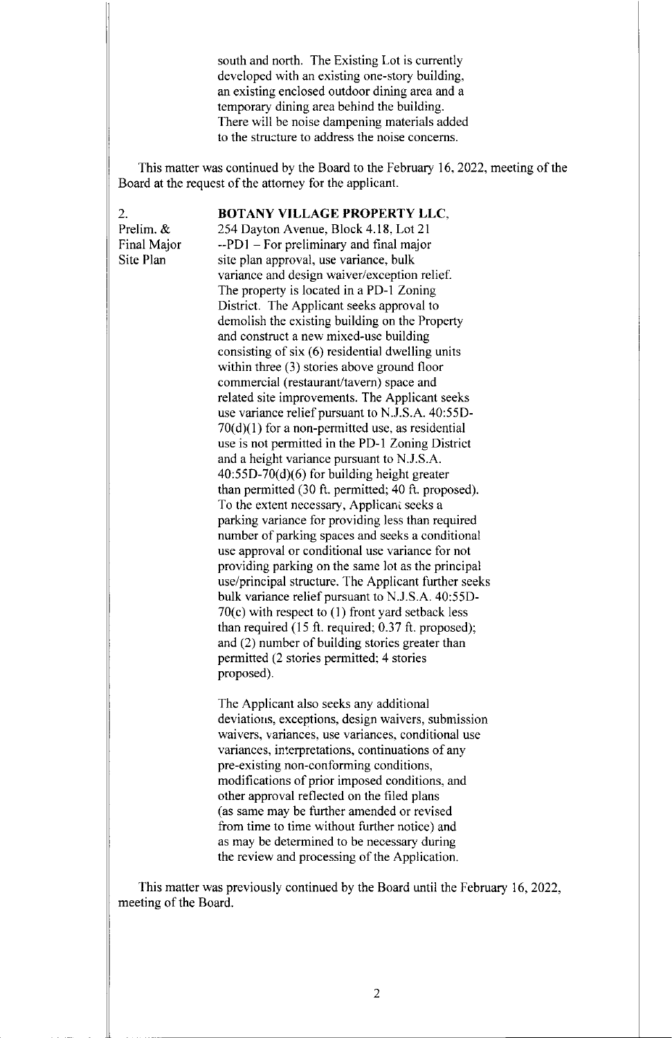south and north. The Existing Lot is currently developed with an existing one-story building, an existing enclosed outdoor dining area and a temporary dining area behind the building. There will be noise dampening materials added to the structure to address the noise concerns.

This matter was continued by the Board to the February 16, 2022, meeting of the Board at the request of the attorney for the applicant.

2.
Prelim. &
Final Major
Site Plan

**BOTANY VILLAGE PROPERTY LLC**, 254 Dayton Avenue, Block 4.18, Lot 21 --PD1 – For preliminary and final major site plan approval, use variance, bulk variance and design waiver/exception relief. The property is located in a PD-1 Zoning District. The Applicant seeks approval to demolish the existing building on the Property and construct a new mixed-use building consisting of six (6) residential dwelling units within three (3) stories above ground floor commercial (restaurant/tavern) space and related site improvements. The Applicant seeks use variance relief pursuant to N.J.S.A. 40:55D-70(d)(1) for a non-permitted use, as residential use is not permitted in the PD-1 Zoning District and a height variance pursuant to N.J.S.A. 40:55D-70(d)(6) for building height greater than permitted (30 ft. permitted; 40 ft. proposed). To the extent necessary, Applicant seeks a parking variance for providing less than required number of parking spaces and seeks a conditional use approval or conditional use variance for not providing parking on the same lot as the principal use/principal structure. The Applicant further seeks bulk variance relief pursuant to N.J.S.A. 40:55D-70(c) with respect to (1) front yard setback less than required (15 ft. required; 0.37 ft. proposed); and (2) number of building stories greater than permitted (2 stories permitted; 4 stories proposed).

The Applicant also seeks any additional deviations, exceptions, design waivers, submission waivers, variances, use variances, conditional use variances, interpretations, continuations of any pre-existing non-conforming conditions, modifications of prior imposed conditions, and other approval reflected on the filed plans (as same may be further amended or revised from time to time without further notice) and as may be determined to be necessary during the review and processing of the Application.

This matter was previously continued by the Board until the February 16, 2022, meeting of the Board.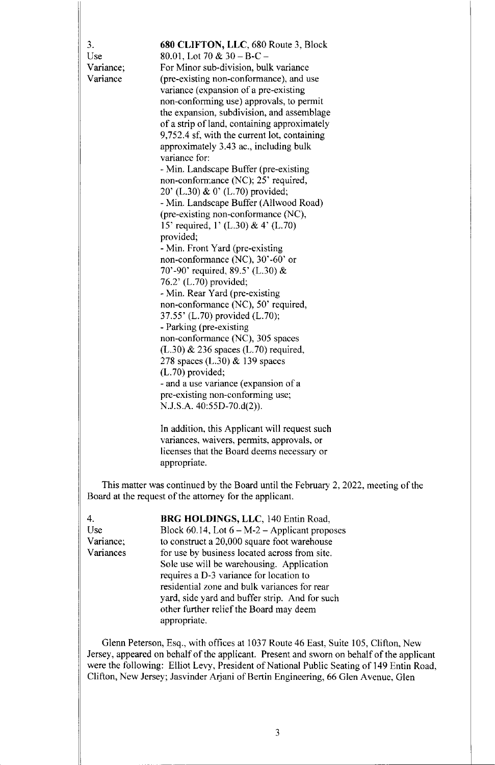3.
Use
Variance;
Variance

**680 CLIFTON, LLC**, 680 Route 3, Block 80.01, Lot 70 & 30 – B-C – For Minor sub-division, bulk variance (pre-existing non-conformance), and use variance (expansion of a pre-existing non-conforming use) approvals, to permit the expansion, subdivision, and assemblage of a strip of land, containing approximately 9,752.4 sf, with the current lot, containing approximately 3.43 ac., including bulk variance for:

- Min. Landscape Buffer (pre-existing non-conformance (NC); 25' required, 20' (L.30) & 0' (L.70) provided;
- Min. Landscape Buffer (Allwood Road) (pre-existing non-conformance (NC), 15' required, 1' (L.30) & 4' (L.70) provided;
- Min. Front Yard (pre-existing non-conformance (NC), 30'-60' or 70'-90' required, 89.5' (L.30) & 76.2' (L.70) provided;
- Min. Rear Yard (pre-existing non-conformance (NC), 50' required, 37.55' (L.70) provided (L.70);
- Parking (pre-existing non-conformance (NC), 305 spaces (L.30) & 236 spaces (L.70) required, 278 spaces (L.30) & 139 spaces (L.70) provided;
- and a use variance (expansion of a pre-existing non-conforming use; N.J.S.A. 40:55D-70.d(2)).

In addition, this Applicant will request such variances, waivers, permits, approvals, or licenses that the Board deems necessary or appropriate.

This matter was continued by the Board until the February 2, 2022, meeting of the Board at the request of the attorney for the applicant.

4.
Use
Variance;
Variances

**BRG HOLDINGS, LLC**, 140 Entin Road, Block 60.14, Lot 6 – M-2 – Applicant proposes to construct a 20,000 square foot warehouse for use by business located across from site. Sole use will be warehousing. Application requires a D-3 variance for location to residential zone and bulk variances for rear yard, side yard and buffer strip. And for such other further relief the Board may deem appropriate.

Glenn Peterson, Esq., with offices at 1037 Route 46 East, Suite 105, Clifton, New Jersey, appeared on behalf of the applicant. Present and sworn on behalf of the applicant were the following: Elliot Levy, President of National Public Seating of 149 Entin Road, Clifton, New Jersey; Jasvinder Arjani of Bertin Engineering, 66 Glen Avenue, Glen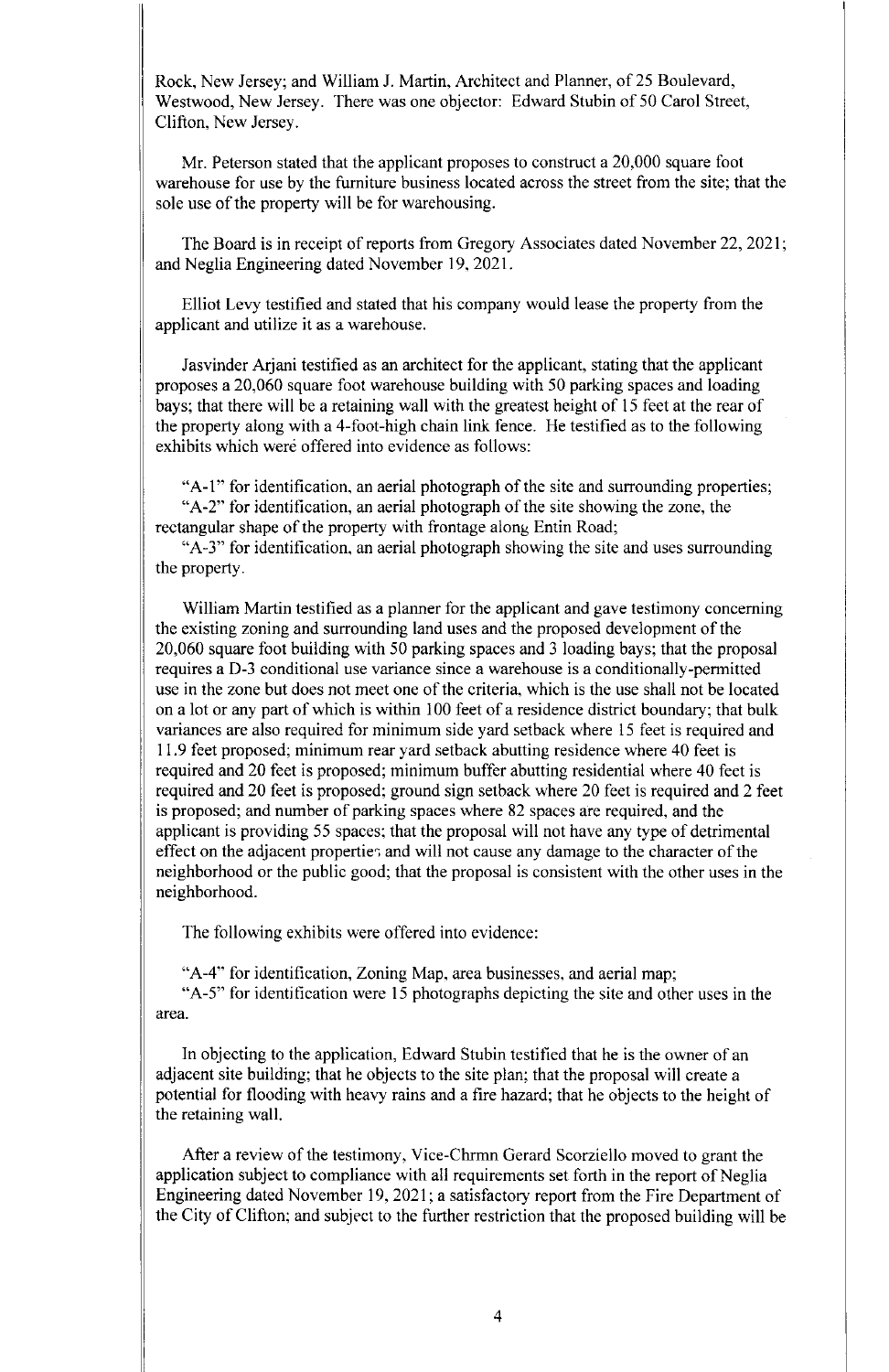Rock, New Jersey; and William J. Martin, Architect and Planner, of 25 Boulevard, Westwood, New Jersey. There was one objector: Edward Stubin of 50 Carol Street, Clifton, New Jersey.

Mr. Peterson stated that the applicant proposes to construct a 20,000 square foot warehouse for use by the furniture business located across the street from the site; that the sole use of the property will be for warehousing.

The Board is in receipt of reports from Gregory Associates dated November 22, 2021; and Neglia Engineering dated November 19, 2021.

Elliot Levy testified and stated that his company would lease the property from the applicant and utilize it as a warehouse.

Jasvinder Arjani testified as an architect for the applicant, stating that the applicant proposes a 20,060 square foot warehouse building with 50 parking spaces and loading bays; that there will be a retaining wall with the greatest height of 15 feet at the rear of the property along with a 4-foot-high chain link fence. He testified as to the following exhibits which were offered into evidence as follows:

"A-1" for identification, an aerial photograph of the site and surrounding properties;
"A-2" for identification, an aerial photograph of the site showing the zone, the rectangular shape of the property with frontage along Entin Road;
"A-3" for identification, an aerial photograph showing the site and uses surrounding the property.

William Martin testified as a planner for the applicant and gave testimony concerning the existing zoning and surrounding land uses and the proposed development of the 20,060 square foot building with 50 parking spaces and 3 loading bays; that the proposal requires a D-3 conditional use variance since a warehouse is a conditionally-permitted use in the zone but does not meet one of the criteria, which is the use shall not be located on a lot or any part of which is within 100 feet of a residence district boundary; that bulk variances are also required for minimum side yard setback where 15 feet is required and 11.9 feet proposed; minimum rear yard setback abutting residence where 40 feet is required and 20 feet is proposed; minimum buffer abutting residential where 40 feet is required and 20 feet is proposed; ground sign setback where 20 feet is required and 2 feet is proposed; and number of parking spaces where 82 spaces are required, and the applicant is providing 55 spaces; that the proposal will not have any type of detrimental effect on the adjacent properties and will not cause any damage to the character of the neighborhood or the public good; that the proposal is consistent with the other uses in the neighborhood.

The following exhibits were offered into evidence:

"A-4" for identification, Zoning Map, area businesses, and aerial map;
"A-5" for identification were 15 photographs depicting the site and other uses in the area.

In objecting to the application, Edward Stubin testified that he is the owner of an adjacent site building; that he objects to the site plan; that the proposal will create a potential for flooding with heavy rains and a fire hazard; that he objects to the height of the retaining wall.

After a review of the testimony, Vice-Chrmn Gerard Scorziello moved to grant the application subject to compliance with all requirements set forth in the report of Neglia Engineering dated November 19, 2021; a satisfactory report from the Fire Department of the City of Clifton; and subject to the further restriction that the proposed building will be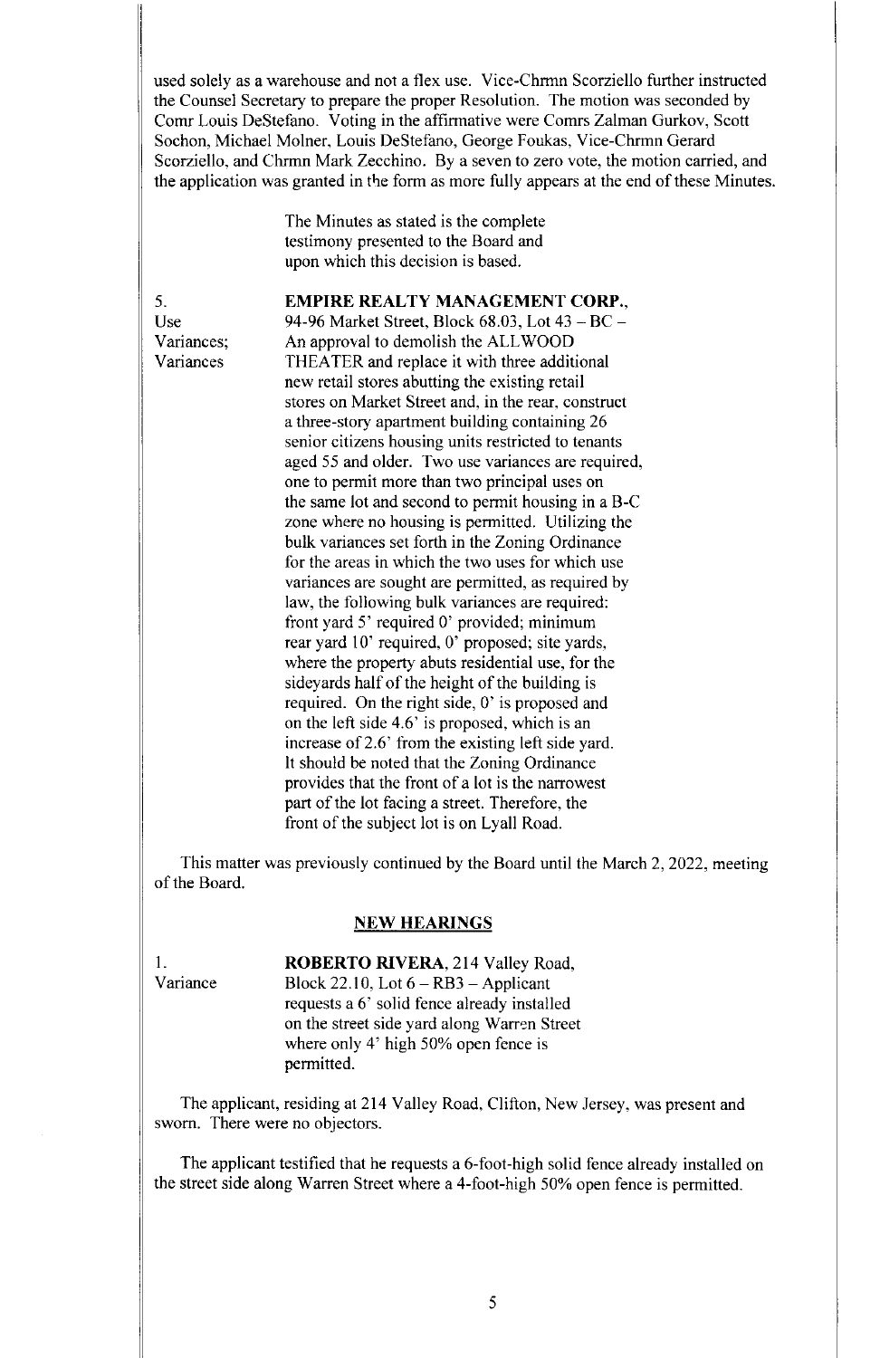used solely as a warehouse and not a flex use. Vice-Chrmn Scorziello further instructed the Counsel Secretary to prepare the proper Resolution. The motion was seconded by Comr Louis DeStefano. Voting in the affirmative were Comrs Zalman Gurkov, Scott Sochon, Michael Molner, Louis DeStefano, George Foukas, Vice-Chrmn Gerard Scorziello, and Chrmn Mark Zecchino. By a seven to zero vote, the motion carried, and the application was granted in the form as more fully appears at the end of these Minutes.

The Minutes as stated is the complete testimony presented to the Board and upon which this decision is based.

5. Use Variances; Variances

**EMPIRE REALTY MANAGEMENT CORP.**, 94-96 Market Street, Block 68.03, Lot 43 – BC – An approval to demolish the ALLWOOD THEATER and replace it with three additional new retail stores abutting the existing retail stores on Market Street and, in the rear, construct a three-story apartment building containing 26 senior citizens housing units restricted to tenants aged 55 and older. Two use variances are required, one to permit more than two principal uses on the same lot and second to permit housing in a B-C zone where no housing is permitted. Utilizing the bulk variances set forth in the Zoning Ordinance for the areas in which the two uses for which use variances are sought are permitted, as required by law, the following bulk variances are required: front yard 5' required 0' provided; minimum rear yard 10' required, 0' proposed; site yards, where the property abuts residential use, for the sideyards half of the height of the building is required. On the right side, 0' is proposed and on the left side 4.6' is proposed, which is an increase of 2.6' from the existing left side yard. It should be noted that the Zoning Ordinance provides that the front of a lot is the narrowest part of the lot facing a street. Therefore, the front of the subject lot is on Lyall Road.

This matter was previously continued by the Board until the March 2, 2022, meeting of the Board.

## NEW HEARINGS

1. Variance

**ROBERTO RIVERA**, 214 Valley Road, Block 22.10, Lot 6 – RB3 – Applicant requests a 6' solid fence already installed on the street side yard along Warren Street where only 4' high 50% open fence is permitted.

The applicant, residing at 214 Valley Road, Clifton, New Jersey, was present and sworn. There were no objectors.

The applicant testified that he requests a 6-foot-high solid fence already installed on the street side along Warren Street where a 4-foot-high 50% open fence is permitted.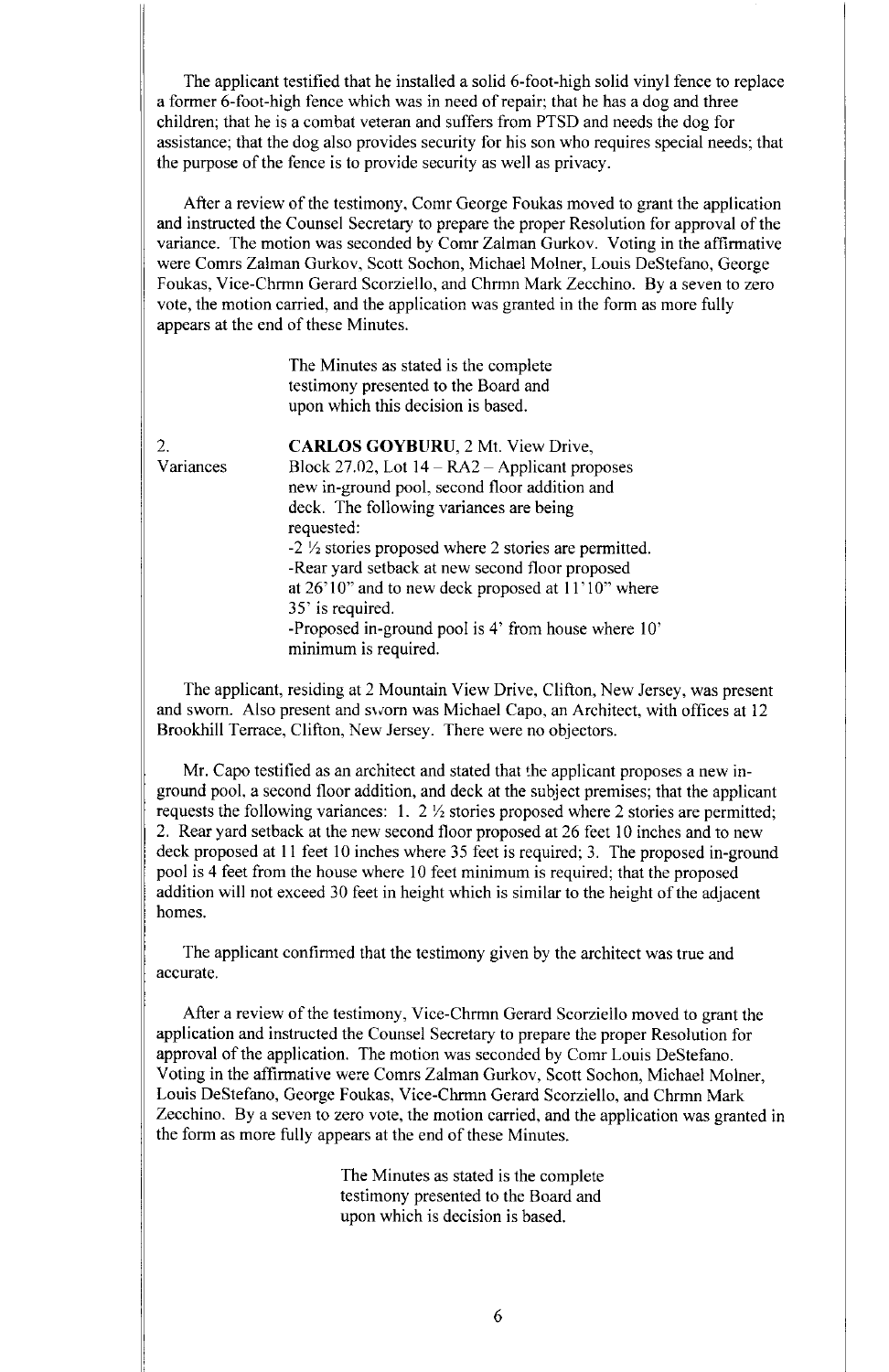The applicant testified that he installed a solid 6-foot-high solid vinyl fence to replace a former 6-foot-high fence which was in need of repair; that he has a dog and three children; that he is a combat veteran and suffers from PTSD and needs the dog for assistance; that the dog also provides security for his son who requires special needs; that the purpose of the fence is to provide security as well as privacy.

After a review of the testimony, Comr George Foukas moved to grant the application and instructed the Counsel Secretary to prepare the proper Resolution for approval of the variance. The motion was seconded by Comr Zalman Gurkov. Voting in the affirmative were Comrs Zalman Gurkov, Scott Sochon, Michael Molner, Louis DeStefano, George Foukas, Vice-Chrmn Gerard Scorziello, and Chrmn Mark Zecchino. By a seven to zero vote, the motion carried, and the application was granted in the form as more fully appears at the end of these Minutes.

The Minutes as stated is the complete testimony presented to the Board and upon which this decision is based.

2.
Variances

**CARLOS GOYBURU**, 2 Mt. View Drive, Block 27.02, Lot 14 – RA2 – Applicant proposes new in-ground pool, second floor addition and deck. The following variances are being requested:
-2 ½ stories proposed where 2 stories are permitted.
-Rear yard setback at new second floor proposed at 26'10" and to new deck proposed at 11'10" where 35' is required.
-Proposed in-ground pool is 4' from house where 10' minimum is required.

The applicant, residing at 2 Mountain View Drive, Clifton, New Jersey, was present and sworn. Also present and sworn was Michael Capo, an Architect, with offices at 12 Brookhill Terrace, Clifton, New Jersey. There were no objectors.

Mr. Capo testified as an architect and stated that the applicant proposes a new in-ground pool, a second floor addition, and deck at the subject premises; that the applicant requests the following variances: 1. 2 ½ stories proposed where 2 stories are permitted; 2. Rear yard setback at the new second floor proposed at 26 feet 10 inches and to new deck proposed at 11 feet 10 inches where 35 feet is required; 3. The proposed in-ground pool is 4 feet from the house where 10 feet minimum is required; that the proposed addition will not exceed 30 feet in height which is similar to the height of the adjacent homes.

The applicant confirmed that the testimony given by the architect was true and accurate.

After a review of the testimony, Vice-Chrmn Gerard Scorziello moved to grant the application and instructed the Counsel Secretary to prepare the proper Resolution for approval of the application. The motion was seconded by Comr Louis DeStefano. Voting in the affirmative were Comrs Zalman Gurkov, Scott Sochon, Michael Molner, Louis DeStefano, George Foukas, Vice-Chrmn Gerard Scorziello, and Chrmn Mark Zecchino. By a seven to zero vote, the motion carried, and the application was granted in the form as more fully appears at the end of these Minutes.

The Minutes as stated is the complete testimony presented to the Board and upon which is decision is based.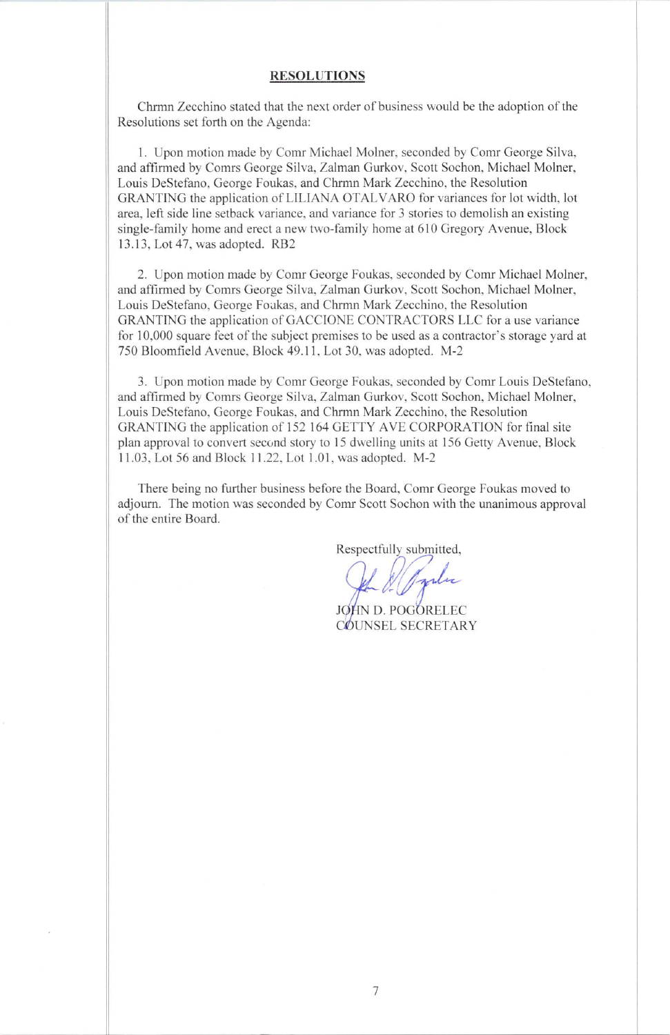## RESOLUTIONS

Chrmn Zecchino stated that the next order of business would be the adoption of the Resolutions set forth on the Agenda:

1. Upon motion made by Comr Michael Molner, seconded by Comr George Silva, and affirmed by Comrs George Silva, Zalman Gurkov, Scott Sochon, Michael Molner, Louis DeStefano, George Foukas, and Chrmn Mark Zecchino, the Resolution GRANTING the application of LILIANA OTALVARO for variances for lot width, lot area, left side line setback variance, and variance for 3 stories to demolish an existing single-family home and erect a new two-family home at 610 Gregory Avenue, Block 13.13, Lot 47, was adopted. RB2

2. Upon motion made by Comr George Foukas, seconded by Comr Michael Molner, and affirmed by Comrs George Silva, Zalman Gurkov, Scott Sochon, Michael Molner, Louis DeStefano, George Foukas, and Chrmn Mark Zecchino, the Resolution GRANTING the application of GACCIONE CONTRACTORS LLC for a use variance for 10,000 square feet of the subject premises to be used as a contractor's storage yard at 750 Bloomfield Avenue, Block 49.11, Lot 30, was adopted. M-2

3. Upon motion made by Comr George Foukas, seconded by Comr Louis DeStefano, and affirmed by Comrs George Silva, Zalman Gurkov, Scott Sochon, Michael Molner, Louis DeStefano, George Foukas, and Chrmn Mark Zecchino, the Resolution GRANTING the application of 152 164 GETTY AVE CORPORATION for final site plan approval to convert second story to 15 dwelling units at 156 Getty Avenue, Block 11.03, Lot 56 and Block 11.22, Lot 1.01, was adopted. M-2

There being no further business before the Board, Comr George Foukas moved to adjourn. The motion was seconded by Comr Scott Sochon with the unanimous approval of the entire Board.

Respectfully submitted,

JOHN D. POGORELEC
COUNSEL SECRETARY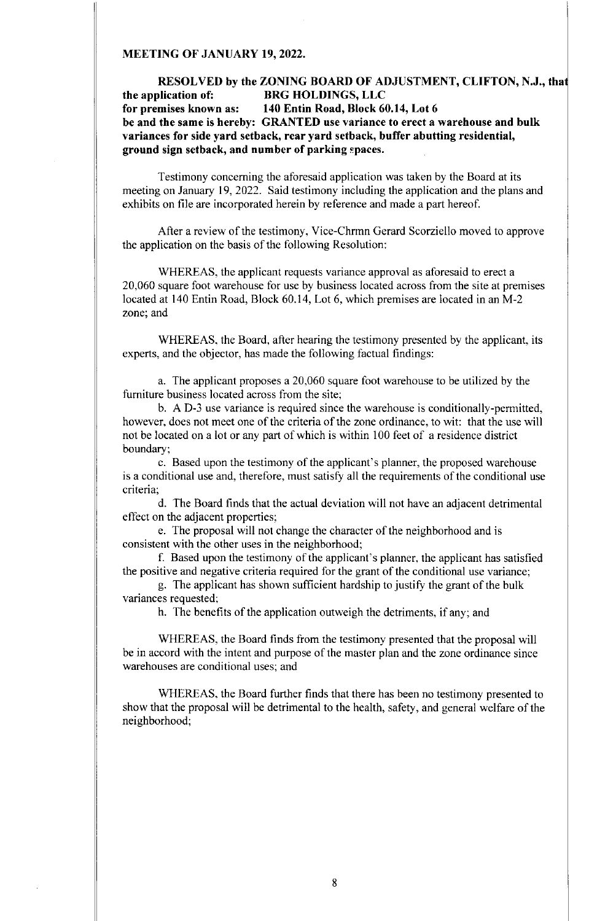**MEETING OF JANUARY 19, 2022.**

**RESOLVED by the ZONING BOARD OF ADJUSTMENT, CLIFTON, N.J., that the application of: BRG HOLDINGS, LLC**
**for premises known as: 140 Entin Road, Block 60.14, Lot 6**
**be and the same is hereby: GRANTED use variance to erect a warehouse and bulk variances for side yard setback, rear yard setback, buffer abutting residential, ground sign setback, and number of parking spaces.**

Testimony concerning the aforesaid application was taken by the Board at its meeting on January 19, 2022. Said testimony including the application and the plans and exhibits on file are incorporated herein by reference and made a part hereof.

After a review of the testimony, Vice-Chrmn Gerard Scorziello moved to approve the application on the basis of the following Resolution:

WHEREAS, the applicant requests variance approval as aforesaid to erect a 20,060 square foot warehouse for use by business located across from the site at premises located at 140 Entin Road, Block 60.14, Lot 6, which premises are located in an M-2 zone; and

WHEREAS, the Board, after hearing the testimony presented by the applicant, its experts, and the objector, has made the following factual findings:

a. The applicant proposes a 20,060 square foot warehouse to be utilized by the furniture business located across from the site;

b. A D-3 use variance is required since the warehouse is conditionally-permitted, however, does not meet one of the criteria of the zone ordinance, to wit: that the use will not be located on a lot or any part of which is within 100 feet of a residence district boundary;

c. Based upon the testimony of the applicant's planner, the proposed warehouse is a conditional use and, therefore, must satisfy all the requirements of the conditional use criteria;

d. The Board finds that the actual deviation will not have an adjacent detrimental effect on the adjacent properties;

e. The proposal will not change the character of the neighborhood and is consistent with the other uses in the neighborhood;

f. Based upon the testimony of the applicant's planner, the applicant has satisfied the positive and negative criteria required for the grant of the conditional use variance;

g. The applicant has shown sufficient hardship to justify the grant of the bulk variances requested;

h. The benefits of the application outweigh the detriments, if any; and

WHEREAS, the Board finds from the testimony presented that the proposal will be in accord with the intent and purpose of the master plan and the zone ordinance since warehouses are conditional uses; and

WHEREAS, the Board further finds that there has been no testimony presented to show that the proposal will be detrimental to the health, safety, and general welfare of the neighborhood;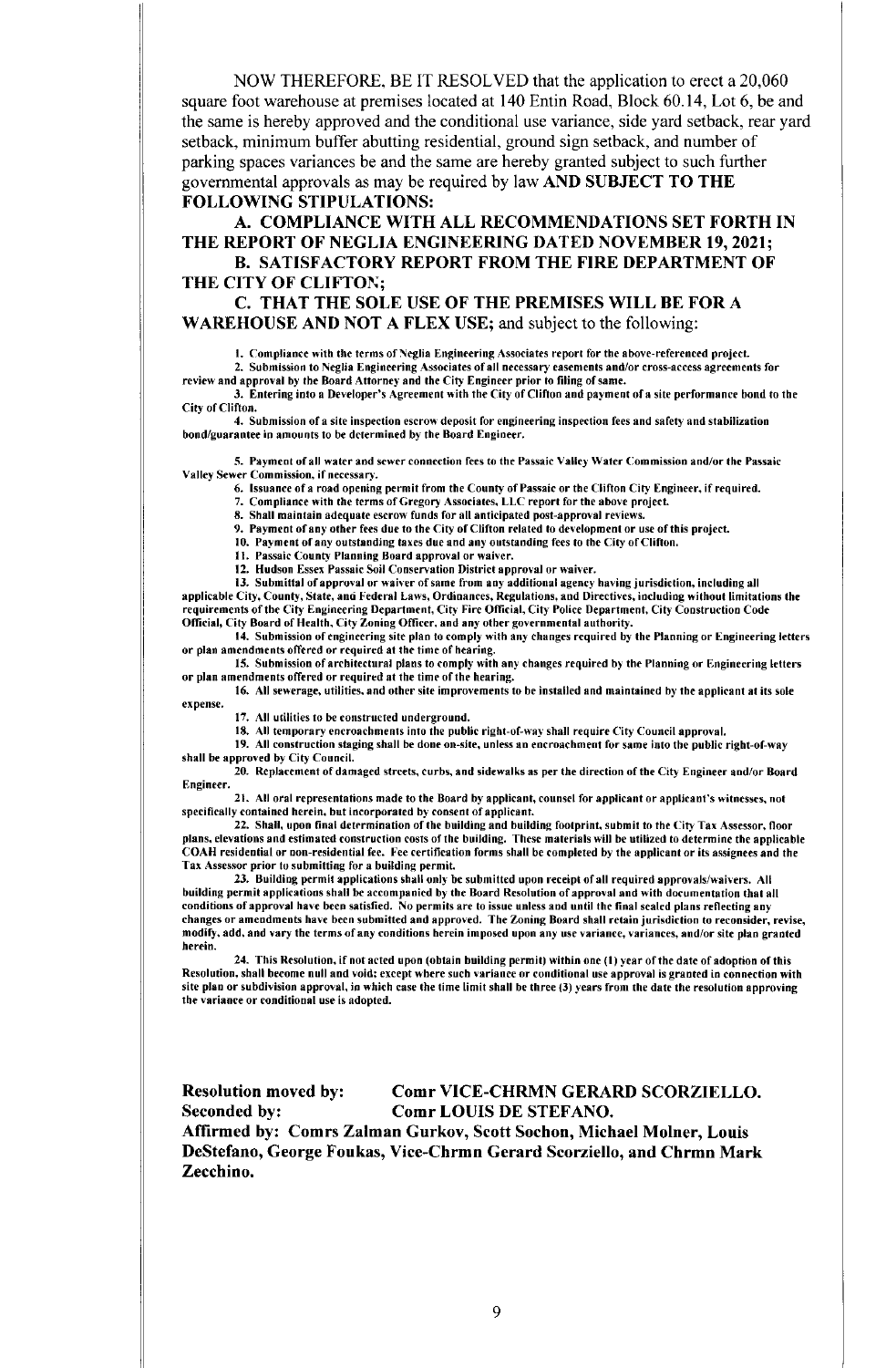NOW THEREFORE, BE IT RESOLVED that the application to erect a 20,060 square foot warehouse at premises located at 140 Entin Road, Block 60.14, Lot 6, be and the same is hereby approved and the conditional use variance, side yard setback, rear yard setback, minimum buffer abutting residential, ground sign setback, and number of parking spaces variances be and the same are hereby granted subject to such further governmental approvals as may be required by law **AND SUBJECT TO THE FOLLOWING STIPULATIONS:**

**A. COMPLIANCE WITH ALL RECOMMENDATIONS SET FORTH IN THE REPORT OF NEGLIA ENGINEERING DATED NOVEMBER 19, 2021;**

**B. SATISFACTORY REPORT FROM THE FIRE DEPARTMENT OF THE CITY OF CLIFTON;**

**C. THAT THE SOLE USE OF THE PREMISES WILL BE FOR A WAREHOUSE AND NOT A FLEX USE;** and subject to the following:

1. Compliance with the terms of Neglia Engineering Associates report for the above-referenced project.
2. Submission to Neglia Engineering Associates of all necessary easements and/or cross-access agreements for review and approval by the Board Attorney and the City Engineer prior to filing of same.
3. Entering into a Developer's Agreement with the City of Clifton and payment of a site performance bond to the City of Clifton.
4. Submission of a site inspection escrow deposit for engineering inspection fees and safety and stabilization bond/guarantee in amounts to be determined by the Board Engineer.
5. Payment of all water and sewer connection fees to the Passaic Valley Water Commission and/or the Passaic Valley Sewer Commission, if necessary.
6. Issuance of a road opening permit from the County of Passaic or the Clifton City Engineer, if required.
7. Compliance with the terms of Gregory Associates, LLC report for the above project.
8. Shall maintain adequate escrow funds for all anticipated post-approval reviews.
9. Payment of any other fees due to the City of Clifton related to development or use of this project.
10. Payment of any outstanding taxes due and any outstanding fees to the City of Clifton.
11. Passaic County Planning Board approval or waiver.
12. Hudson Essex Passaic Soil Conservation District approval or waiver.
13. Submittal of approval or waiver of same from any additional agency having jurisdiction, including all applicable City, County, State, and Federal Laws, Ordinances, Regulations, and Directives, including without limitations the requirements of the City Engineering Department, City Fire Official, City Police Department, City Construction Code Official, City Board of Health, City Zoning Officer, and any other governmental authority.
14. Submission of engineering site plan to comply with any changes required by the Planning or Engineering letters or plan amendments offered or required at the time of hearing.
15. Submission of architectural plans to comply with any changes required by the Planning or Engineering letters or plan amendments offered or required at the time of the hearing.
16. All sewerage, utilities, and other site improvements to be installed and maintained by the applicant at its sole expense.
17. All utilities to be constructed underground.
18. All temporary encroachments into the public right-of-way shall require City Council approval.
19. All construction staging shall be done on-site, unless an encroachment for same into the public right-of-way shall be approved by City Council.
20. Replacement of damaged streets, curbs, and sidewalks as per the direction of the City Engineer and/or Board Engineer.
21. All oral representations made to the Board by applicant, counsel for applicant or applicant's witnesses, not specifically contained herein, but incorporated by consent of applicant.
22. Shall, upon final determination of the building and building footprint, submit to the City Tax Assessor, floor plans, elevations and estimated construction costs of the building. These materials will be utilized to determine the applicable COAH residential or non-residential fee. Fee certification forms shall be completed by the applicant or its assignees and the Tax Assessor prior to submitting for a building permit.
23. Building permit applications shall only be submitted upon receipt of all required approvals/waivers. All building permit applications shall be accompanied by the Board Resolution of approval and with documentation that all conditions of approval have been satisfied. No permits are to issue unless and until the final sealed plans reflecting any changes or amendments have been submitted and approved. The Zoning Board shall retain jurisdiction to reconsider, revise, modify, add, and vary the terms of any conditions herein imposed upon any use variance, variances, and/or site plan granted herein.
24. This Resolution, if not acted upon (obtain building permit) within one (1) year of the date of adoption of this Resolution, shall become null and void; except where such variance or conditional use approval is granted in connection with site plan or subdivision approval, in which case the time limit shall be three (3) years from the date the resolution approving the variance or conditional use is adopted.

**Resolution moved by:** **Comr VICE-CHRMN GERARD SCORZIELLO.**
**Seconded by:** **Comr LOUIS DE STEFANO.**
**Affirmed by: Comrs Zalman Gurkov, Scott Sochon, Michael Molner, Louis DeStefano, George Foukas, Vice-Chrmn Gerard Scorziello, and Chrmn Mark Zecchino.**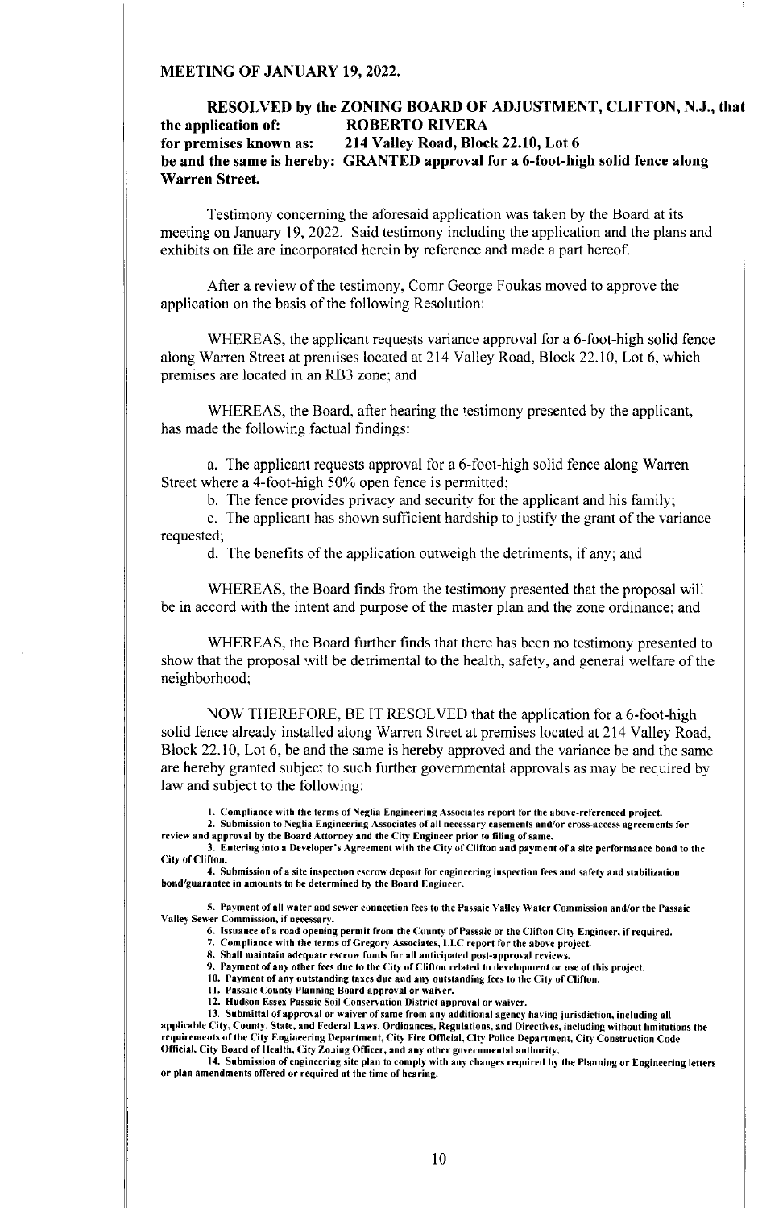**MEETING OF JANUARY 19, 2022.**

**RESOLVED by the ZONING BOARD OF ADJUSTMENT, CLIFTON, N.J., that the application of: ROBERTO RIVERA**
**for premises known as: 214 Valley Road, Block 22.10, Lot 6**
**be and the same is hereby: GRANTED approval for a 6-foot-high solid fence along Warren Street.**

Testimony concerning the aforesaid application was taken by the Board at its meeting on January 19, 2022. Said testimony including the application and the plans and exhibits on file are incorporated herein by reference and made a part hereof.

After a review of the testimony, Comr George Foukas moved to approve the application on the basis of the following Resolution:

WHEREAS, the applicant requests variance approval for a 6-foot-high solid fence along Warren Street at premises located at 214 Valley Road, Block 22.10, Lot 6, which premises are located in an RB3 zone; and

WHEREAS, the Board, after hearing the testimony presented by the applicant, has made the following factual findings:

a. The applicant requests approval for a 6-foot-high solid fence along Warren Street where a 4-foot-high 50% open fence is permitted;

b. The fence provides privacy and security for the applicant and his family;

c. The applicant has shown sufficient hardship to justify the grant of the variance requested;

d. The benefits of the application outweigh the detriments, if any; and

WHEREAS, the Board finds from the testimony presented that the proposal will be in accord with the intent and purpose of the master plan and the zone ordinance; and

WHEREAS, the Board further finds that there has been no testimony presented to show that the proposal will be detrimental to the health, safety, and general welfare of the neighborhood;

NOW THEREFORE, BE IT RESOLVED that the application for a 6-foot-high solid fence already installed along Warren Street at premises located at 214 Valley Road, Block 22.10, Lot 6, be and the same is hereby approved and the variance be and the same are hereby granted subject to such further governmental approvals as may be required by law and subject to the following:

**1. Compliance with the terms of Neglia Engineering Associates report for the above-referenced project.**

**2. Submission to Neglia Engineering Associates of all necessary easements and/or cross-access agreements for review and approval by the Board Attorney and the City Engineer prior to filing of same.**

**3. Entering into a Developer's Agreement with the City of Clifton and payment of a site performance bond to the City of Clifton.**

**4. Submission of a site inspection escrow deposit for engineering inspection fees and safety and stabilization bond/guarantee in amounts to be determined by the Board Engineer.**

**5. Payment of all water and sewer connection fees to the Passaic Valley Water Commission and/or the Passaic Valley Sewer Commission, if necessary.**

**6. Issuance of a road opening permit from the County of Passaic or the Clifton City Engineer, if required.**

**7. Compliance with the terms of Gregory Associates, LLC report for the above project.**

**8. Shall maintain adequate escrow funds for all anticipated post-approval reviews.**

**9. Payment of any other fees due to the City of Clifton related to development or use of this project.**

**10. Payment of any outstanding taxes due and any outstanding fees to the City of Clifton.**

**11. Passaic County Planning Board approval or waiver.**

**12. Hudson Essex Passaic Soil Conservation District approval or waiver.**

**13. Submittal of approval or waiver of same from any additional agency having jurisdiction, including all applicable City, County, State, and Federal Laws, Ordinances, Regulations, and Directives, including without limitations the requirements of the City Engineering Department, City Fire Official, City Police Department, City Construction Code Official, City Board of Health, City Zoning Officer, and any other governmental authority.**

**14. Submission of engineering site plan to comply with any changes required by the Planning or Engineering letters or plan amendments offered or required at the time of hearing.**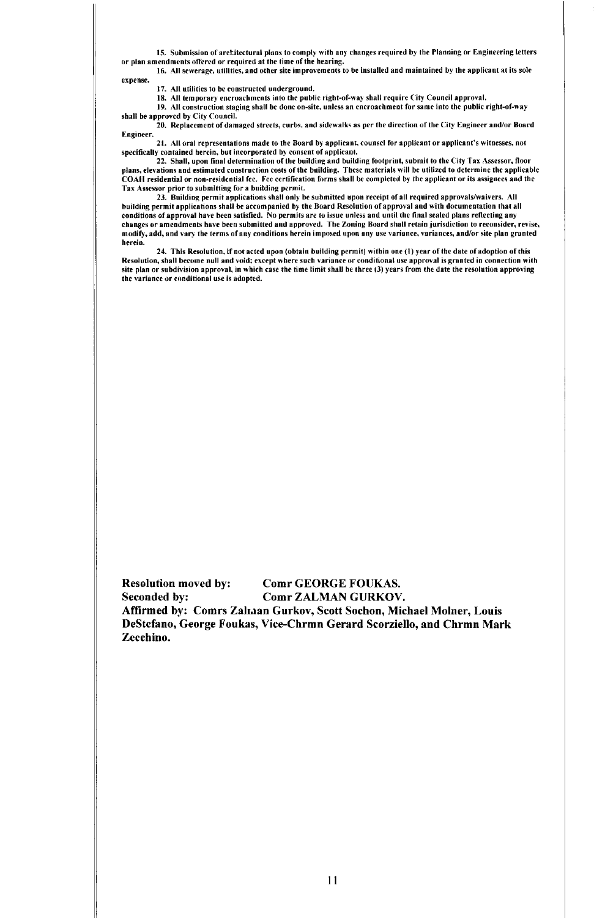15. Submission of architectural plans to comply with any changes required by the Planning or Engineering letters or plan amendments offered or required at the time of the hearing.

16. All sewerage, utilities, and other site improvements to be installed and maintained by the applicant at its sole expense.

17. All utilities to be constructed underground.

18. All temporary encroachments into the public right-of-way shall require City Council approval.

19. All construction staging shall be done on-site, unless an encroachment for same into the public right-of-way shall be approved by City Council.

20. Replacement of damaged streets, curbs, and sidewalks as per the direction of the City Engineer and/or Board Engineer.

21. All oral representations made to the Board by applicant, counsel for applicant or applicant's witnesses, not specifically contained herein, but incorporated by consent of applicant.

22. Shall, upon final determination of the building and building footprint, submit to the City Tax Assessor, floor plans, elevations and estimated construction costs of the building. These materials will be utilized to determine the applicable COAH residential or non-residential fee. Fee certification forms shall be completed by the applicant or its assignees and the Tax Assessor prior to submitting for a building permit.

23. Building permit applications shall only be submitted upon receipt of all required approvals/waivers. All building permit applications shall be accompanied by the Board Resolution of approval and with documentation that all conditions of approval have been satisfied. No permits are to issue unless and until the final sealed plans reflecting any changes or amendments have been submitted and approved. The Zoning Board shall retain jurisdiction to reconsider, revise, modify, add, and vary the terms of any conditions herein imposed upon any use variance, variances, and/or site plan granted herein.

24. This Resolution, if not acted upon (obtain building permit) within one (1) year of the date of adoption of this Resolution, shall become null and void; except where such variance or conditional use approval is granted in connection with site plan or subdivision approval, in which case the time limit shall be three (3) years from the date the resolution approving the variance or conditional use is adopted.

**Resolution moved by:** **Comr GEORGE FOUKAS.**
**Seconded by:** **Comr ZALMAN GURKOV.**
**Affirmed by: Comrs Zalman Gurkov, Scott Sochon, Michael Molner, Louis DeStefano, George Foukas, Vice-Chrmn Gerard Scorziello, and Chrmn Mark Zecchino.**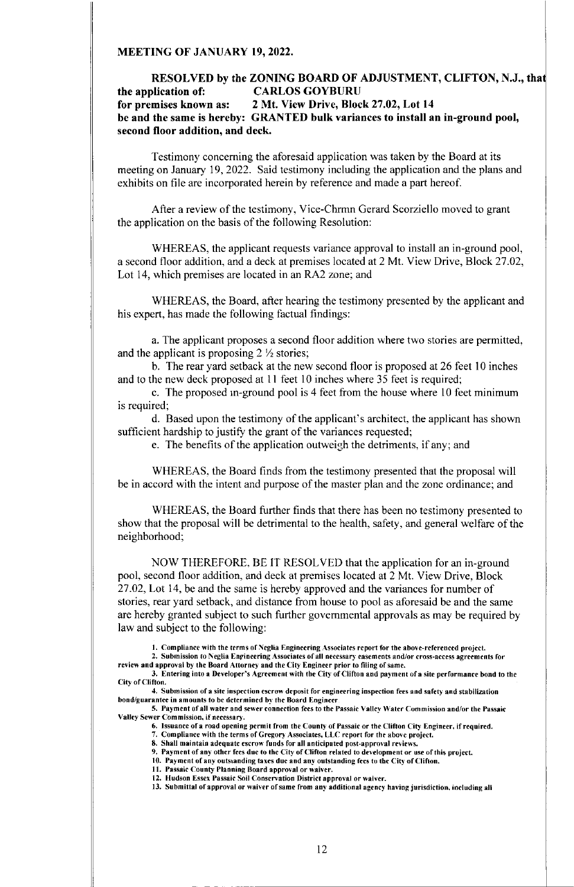**MEETING OF JANUARY 19, 2022.**

**RESOLVED by the ZONING BOARD OF ADJUSTMENT, CLIFTON, N.J., that the application of: CARLOS GOYBURU for premises known as: 2 Mt. View Drive, Block 27.02, Lot 14 be and the same is hereby: GRANTED bulk variances to install an in-ground pool, second floor addition, and deck.**

Testimony concerning the aforesaid application was taken by the Board at its meeting on January 19, 2022. Said testimony including the application and the plans and exhibits on file are incorporated herein by reference and made a part hereof.

After a review of the testimony, Vice-Chrmn Gerard Scorziello moved to grant the application on the basis of the following Resolution:

WHEREAS, the applicant requests variance approval to install an in-ground pool, a second floor addition, and a deck at premises located at 2 Mt. View Drive, Block 27.02, Lot 14, which premises are located in an RA2 zone; and

WHEREAS, the Board, after hearing the testimony presented by the applicant and his expert, has made the following factual findings:

a. The applicant proposes a second floor addition where two stories are permitted, and the applicant is proposing 2 ½ stories;

b. The rear yard setback at the new second floor is proposed at 26 feet 10 inches and to the new deck proposed at 11 feet 10 inches where 35 feet is required;

c. The proposed in-ground pool is 4 feet from the house where 10 feet minimum is required;

d. Based upon the testimony of the applicant's architect, the applicant has shown sufficient hardship to justify the grant of the variances requested;

e. The benefits of the application outweigh the detriments, if any; and

WHEREAS, the Board finds from the testimony presented that the proposal will be in accord with the intent and purpose of the master plan and the zone ordinance; and

WHEREAS, the Board further finds that there has been no testimony presented to show that the proposal will be detrimental to the health, safety, and general welfare of the neighborhood;

NOW THEREFORE, BE IT RESOLVED that the application for an in-ground pool, second floor addition, and deck at premises located at 2 Mt. View Drive, Block 27.02, Lot 14, be and the same is hereby approved and the variances for number of stories, rear yard setback, and distance from house to pool as aforesaid be and the same are hereby granted subject to such further governmental approvals as may be required by law and subject to the following:

1. **Compliance with the terms of Neglia Engineering Associates report for the above-referenced project.**
2. **Submission to Neglia Engineering Associates of all necessary easements and/or cross-access agreements for review and approval by the Board Attorney and the City Engineer prior to filing of same.**
3. **Entering into a Developer's Agreement with the City of Clifton and payment of a site performance bond to the City of Clifton.**
4. **Submission of a site inspection escrow deposit for engineering inspection fees and safety and stabilization bond/guarantee in amounts to be determined by the Board Engineer**
5. **Payment of all water and sewer connection fees to the Passaic Valley Water Commission and/or the Passaic Valley Sewer Commission, if necessary.**
6. **Issuance of a road opening permit from the County of Passaic or the Clifton City Engineer, if required.**
7. **Compliance with the terms of Gregory Associates, LLC report for the above project.**
8. **Shall maintain adequate escrow funds for all anticipated post-approval reviews.**
9. **Payment of any other fees due to the City of Clifton related to development or use of this project.**
10. **Payment of any outstanding taxes due and any outstanding fees to the City of Clifton.**
11. **Passaic County Planning Board approval or waiver.**
12. **Hudson Essex Passaic Soil Conservation District approval or waiver.**
13. **Submittal of approval or waiver of same from any additional agency having jurisdiction, including all**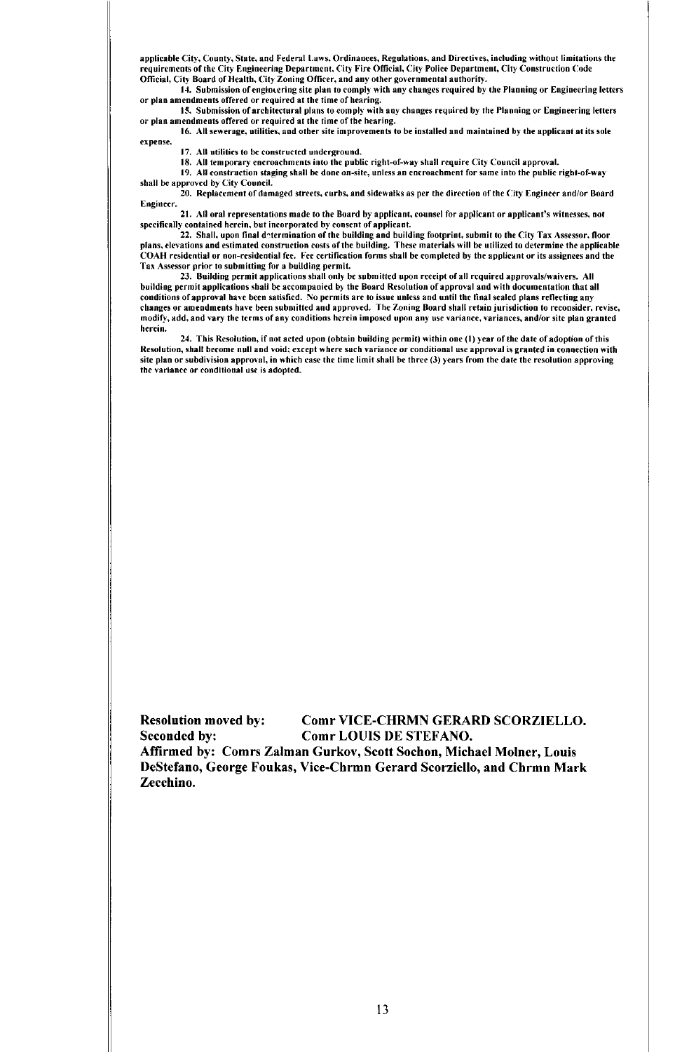applicable City, County, State, and Federal Laws, Ordinances, Regulations, and Directives, including without limitations the requirements of the City Engineering Department, City Fire Official, City Police Department, City Construction Code Official, City Board of Health, City Zoning Officer, and any other governmental authority.

14. Submission of engineering site plan to comply with any changes required by the Planning or Engineering letters or plan amendments offered or required at the time of hearing.

15. Submission of architectural plans to comply with any changes required by the Planning or Engineering letters or plan amendments offered or required at the time of the hearing.

16. All sewerage, utilities, and other site improvements to be installed and maintained by the applicant at its sole expense.

17. All utilities to be constructed underground.

18. All temporary encroachments into the public right-of-way shall require City Council approval.

19. All construction staging shall be done on-site, unless an encroachment for same into the public right-of-way shall be approved by City Council.

20. Replacement of damaged streets, curbs, and sidewalks as per the direction of the City Engineer and/or Board Engineer.

21. All oral representations made to the Board by applicant, counsel for applicant or applicant's witnesses, not specifically contained herein, but incorporated by consent of applicant.

22. Shall, upon final determination of the building and building footprint, submit to the City Tax Assessor, floor plans, elevations and estimated construction costs of the building. These materials will be utilized to determine the applicable COAH residential or non-residential fee. Fee certification forms shall be completed by the applicant or its assignees and the Tax Assessor prior to submitting for a building permit.

23. Building permit applications shall only be submitted upon receipt of all required approvals/waivers. All building permit applications shall be accompanied by the Board Resolution of approval and with documentation that all conditions of approval have been satisfied. No permits are to issue unless and until the final sealed plans reflecting any changes or amendments have been submitted and approved. The Zoning Board shall retain jurisdiction to reconsider, revise, modify, add, and vary the terms of any conditions herein imposed upon any use variance, variances, and/or site plan granted herein.

24. This Resolution, if not acted upon (obtain building permit) within one (1) year of the date of adoption of this Resolution, shall become null and void; except where such variance or conditional use approval is granted in connection with site plan or subdivision approval, in which case the time limit shall be three (3) years from the date the resolution approving the variance or conditional use is adopted.

**Resolution moved by: Comr VICE-CHRMN GERARD SCORZIELLO.**
**Seconded by: Comr LOUIS DE STEFANO.**
**Affirmed by: Comrs Zalman Gurkov, Scott Sochon, Michael Molner, Louis DeStefano, George Foukas, Vice-Chrmn Gerard Scorziello, and Chrmn Mark Zecchino.**